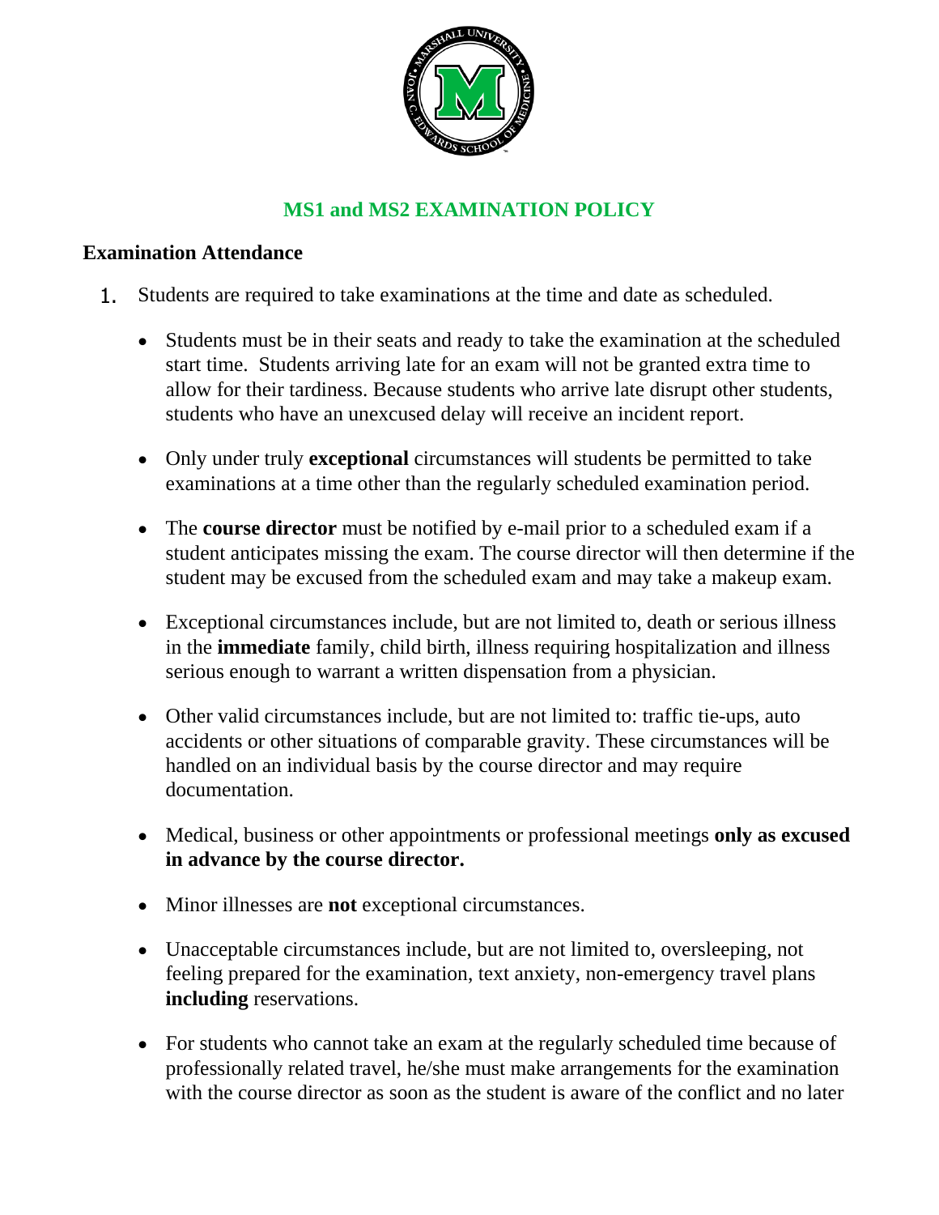# MS1 and MS2 EXAMINATION POLICY

## Examination Attendance

1. Students are required to take examinations at the time and date as scheduled.

   - Students must be in their seats and ready to take the examination at the scheduled start time. Students arriving late for an exam will not be granted extra time to allow for their tardiness. Because students who arrive late disrupt other students, students who have an unexcused delay will receive an incident report.

   - Only under truly **exceptional** circumstances will students be permitted to take examinations at a time other than the regularly scheduled examination period.

   - The **course director** must be notified by e-mail prior to a scheduled exam if a student anticipates missing the exam. The course director will then determine if the student may be excused from the scheduled exam and may take a makeup exam.

   - Exceptional circumstances include, but are not limited to, death or serious illness in the **immediate** family, child birth, illness requiring hospitalization and illness serious enough to warrant a written dispensation from a physician.

   - Other valid circumstances include, but are not limited to: traffic tie-ups, auto accidents or other situations of comparable gravity. These circumstances will be handled on an individual basis by the course director and may require documentation.

   - Medical, business or other appointments or professional meetings **only as excused in advance by the course director.**

   - Minor illnesses are **not** exceptional circumstances.

   - Unacceptable circumstances include, but are not limited to, oversleeping, not feeling prepared for the examination, text anxiety, non-emergency travel plans **including** reservations.

   - For students who cannot take an exam at the regularly scheduled time because of professionally related travel, he/she must make arrangements for the examination with the course director as soon as the student is aware of the conflict and no later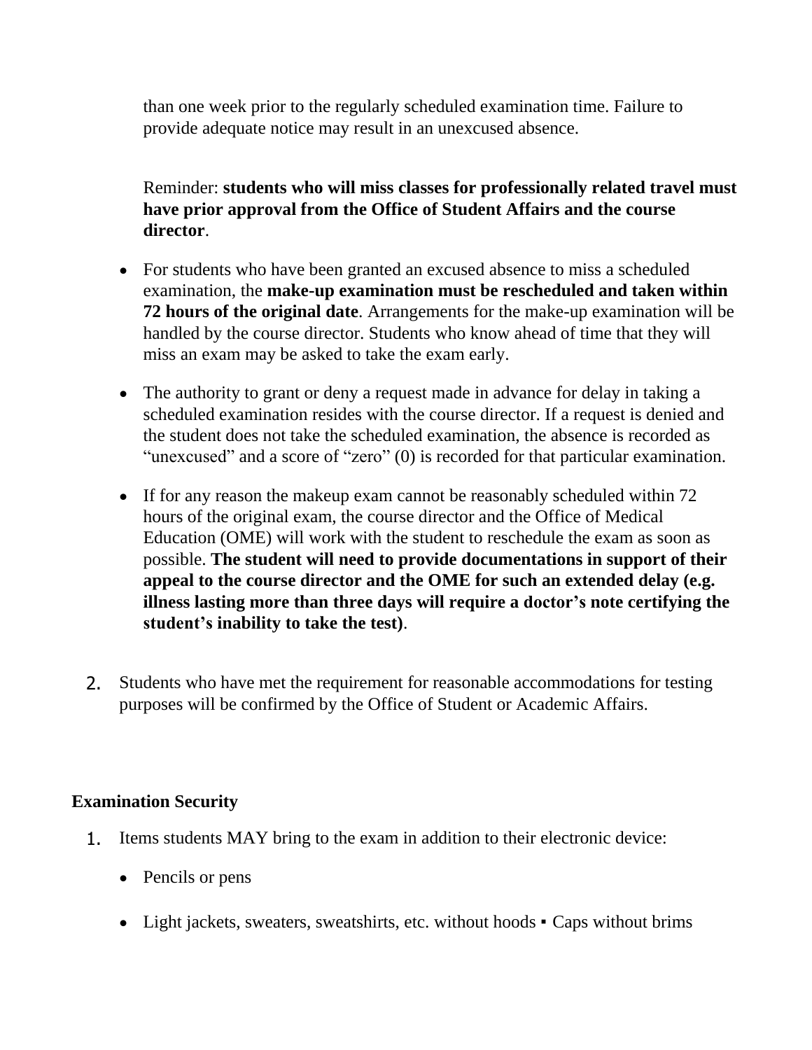than one week prior to the regularly scheduled examination time. Failure to provide adequate notice may result in an unexcused absence.

Reminder: **students who will miss classes for professionally related travel must have prior approval from the Office of Student Affairs and the course director**.

- For students who have been granted an excused absence to miss a scheduled examination, the **make-up examination must be rescheduled and taken within 72 hours of the original date**. Arrangements for the make-up examination will be handled by the course director. Students who know ahead of time that they will miss an exam may be asked to take the exam early.

- The authority to grant or deny a request made in advance for delay in taking a scheduled examination resides with the course director. If a request is denied and the student does not take the scheduled examination, the absence is recorded as "unexcused" and a score of "zero" (0) is recorded for that particular examination.

- If for any reason the makeup exam cannot be reasonably scheduled within 72 hours of the original exam, the course director and the Office of Medical Education (OME) will work with the student to reschedule the exam as soon as possible. **The student will need to provide documentations in support of their appeal to the course director and the OME for such an extended delay (e.g. illness lasting more than three days will require a doctor's note certifying the student's inability to take the test)**.

2. Students who have met the requirement for reasonable accommodations for testing purposes will be confirmed by the Office of Student or Academic Affairs.

**Examination Security**

1. Items students MAY bring to the exam in addition to their electronic device:

   - Pencils or pens

   - Light jackets, sweaters, sweatshirts, etc. without hoods ▪ Caps without brims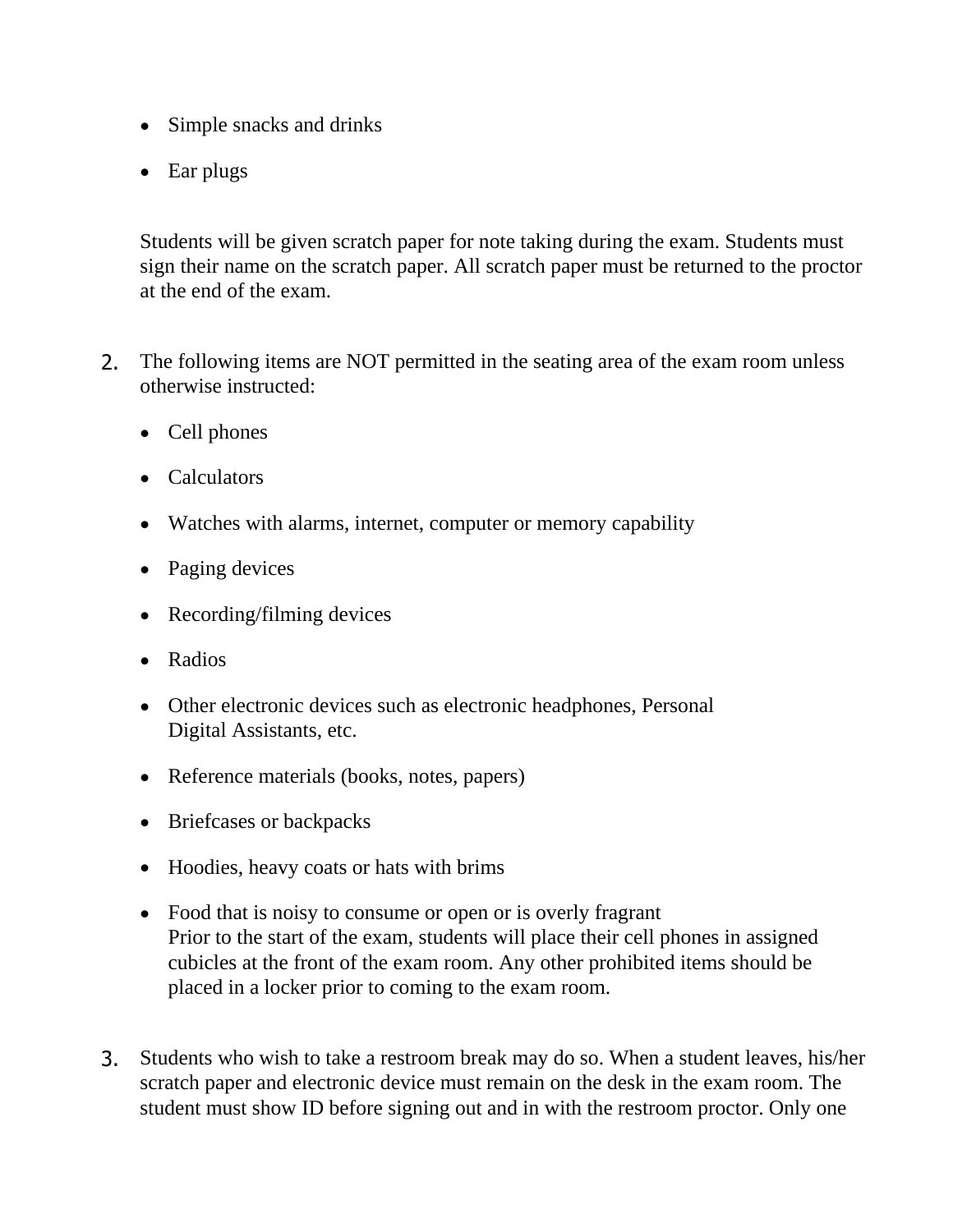- Simple snacks and drinks
- Ear plugs

Students will be given scratch paper for note taking during the exam. Students must sign their name on the scratch paper. All scratch paper must be returned to the proctor at the end of the exam.

2. The following items are NOT permitted in the seating area of the exam room unless otherwise instructed:

   - Cell phones
   - Calculators
   - Watches with alarms, internet, computer or memory capability
   - Paging devices
   - Recording/filming devices
   - Radios
   - Other electronic devices such as electronic headphones, Personal Digital Assistants, etc.
   - Reference materials (books, notes, papers)
   - Briefcases or backpacks
   - Hoodies, heavy coats or hats with brims
   - Food that is noisy to consume or open or is overly fragrant
     Prior to the start of the exam, students will place their cell phones in assigned cubicles at the front of the exam room. Any other prohibited items should be placed in a locker prior to coming to the exam room.

3. Students who wish to take a restroom break may do so. When a student leaves, his/her scratch paper and electronic device must remain on the desk in the exam room. The student must show ID before signing out and in with the restroom proctor. Only one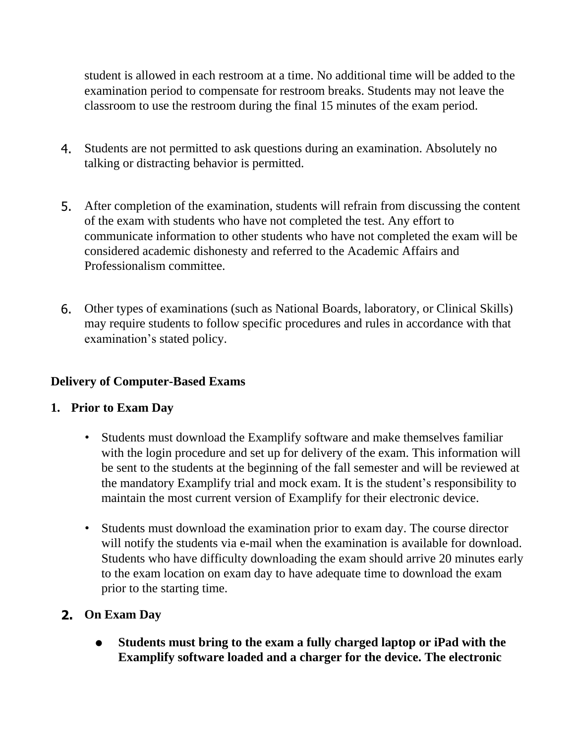student is allowed in each restroom at a time. No additional time will be added to the examination period to compensate for restroom breaks. Students may not leave the classroom to use the restroom during the final 15 minutes of the exam period.

4. Students are not permitted to ask questions during an examination. Absolutely no talking or distracting behavior is permitted.

5. After completion of the examination, students will refrain from discussing the content of the exam with students who have not completed the test. Any effort to communicate information to other students who have not completed the exam will be considered academic dishonesty and referred to the Academic Affairs and Professionalism committee.

6. Other types of examinations (such as National Boards, laboratory, or Clinical Skills) may require students to follow specific procedures and rules in accordance with that examination's stated policy.

**Delivery of Computer-Based Exams**

**1. Prior to Exam Day**

- Students must download the Examplify software and make themselves familiar with the login procedure and set up for delivery of the exam. This information will be sent to the students at the beginning of the fall semester and will be reviewed at the mandatory Examplify trial and mock exam. It is the student's responsibility to maintain the most current version of Examplify for their electronic device.

- Students must download the examination prior to exam day. The course director will notify the students via e-mail when the examination is available for download. Students who have difficulty downloading the exam should arrive 20 minutes early to the exam location on exam day to have adequate time to download the exam prior to the starting time.

**2. On Exam Day**

- **Students must bring to the exam a fully charged laptop or iPad with the Examplify software loaded and a charger for the device. The electronic**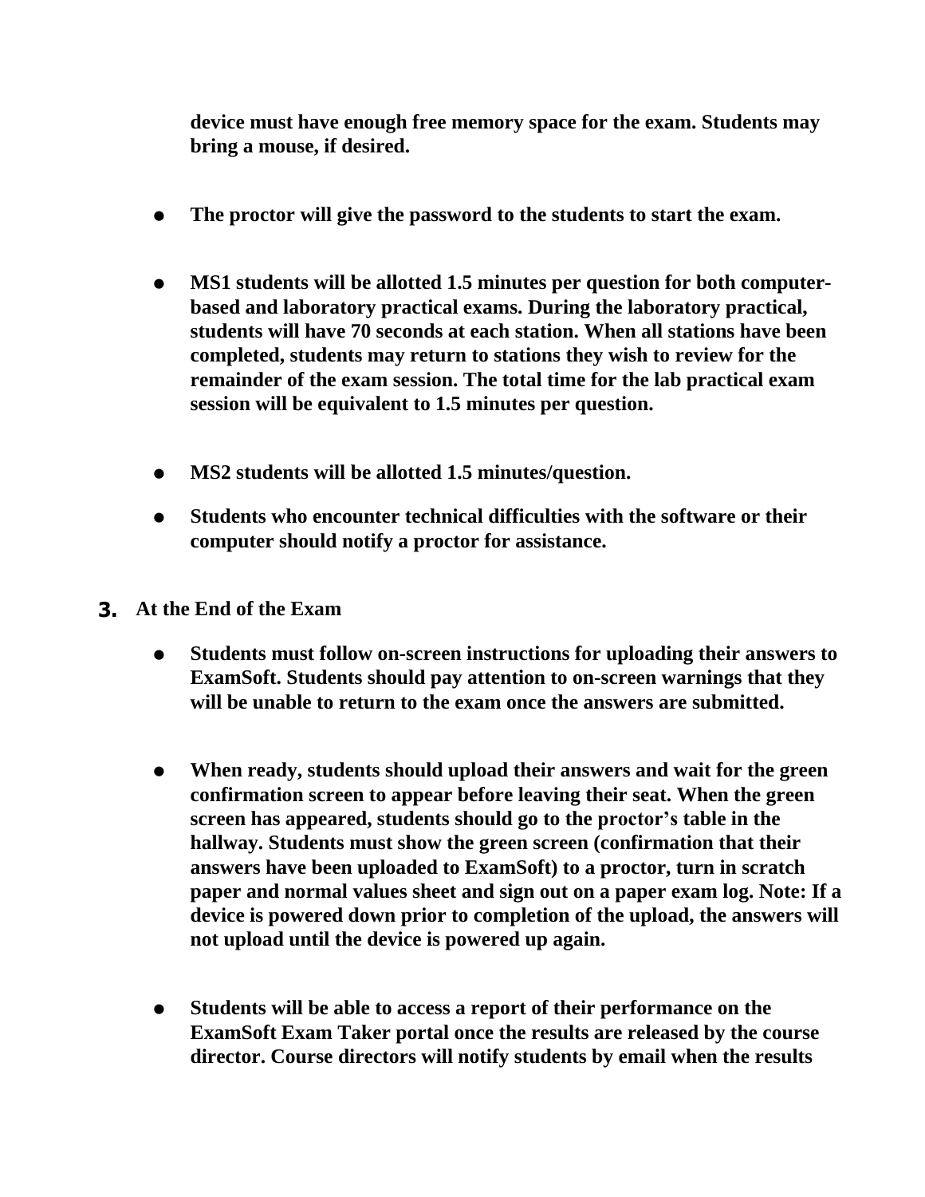**device must have enough free memory space for the exam. Students may bring a mouse, if desired.**

- **The proctor will give the password to the students to start the exam.**

- **MS1 students will be allotted 1.5 minutes per question for both computer-based and laboratory practical exams. During the laboratory practical, students will have 70 seconds at each station. When all stations have been completed, students may return to stations they wish to review for the remainder of the exam session. The total time for the lab practical exam session will be equivalent to 1.5 minutes per question.**

- **MS2 students will be allotted 1.5 minutes/question.**
- **Students who encounter technical difficulties with the software or their computer should notify a proctor for assistance.**

**3. At the End of the Exam**

- **Students must follow on-screen instructions for uploading their answers to ExamSoft. Students should pay attention to on-screen warnings that they will be unable to return to the exam once the answers are submitted.**

- **When ready, students should upload their answers and wait for the green confirmation screen to appear before leaving their seat. When the green screen has appeared, students should go to the proctor's table in the hallway. Students must show the green screen (confirmation that their answers have been uploaded to ExamSoft) to a proctor, turn in scratch paper and normal values sheet and sign out on a paper exam log. Note: If a device is powered down prior to completion of the upload, the answers will not upload until the device is powered up again.**

- **Students will be able to access a report of their performance on the ExamSoft Exam Taker portal once the results are released by the course director. Course directors will notify students by email when the results**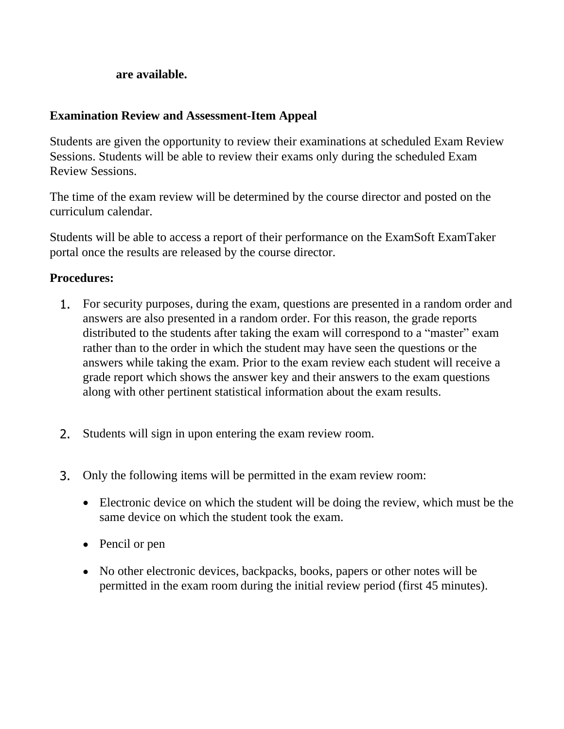**are available.**

**Examination Review and Assessment-Item Appeal**

Students are given the opportunity to review their examinations at scheduled Exam Review Sessions. Students will be able to review their exams only during the scheduled Exam Review Sessions.

The time of the exam review will be determined by the course director and posted on the curriculum calendar.

Students will be able to access a report of their performance on the ExamSoft ExamTaker portal once the results are released by the course director.

**Procedures:**

1. For security purposes, during the exam, questions are presented in a random order and answers are also presented in a random order. For this reason, the grade reports distributed to the students after taking the exam will correspond to a "master" exam rather than to the order in which the student may have seen the questions or the answers while taking the exam. Prior to the exam review each student will receive a grade report which shows the answer key and their answers to the exam questions along with other pertinent statistical information about the exam results.

2. Students will sign in upon entering the exam review room.

3. Only the following items will be permitted in the exam review room:

   - Electronic device on which the student will be doing the review, which must be the same device on which the student took the exam.
   - Pencil or pen
   - No other electronic devices, backpacks, books, papers or other notes will be permitted in the exam room during the initial review period (first 45 minutes).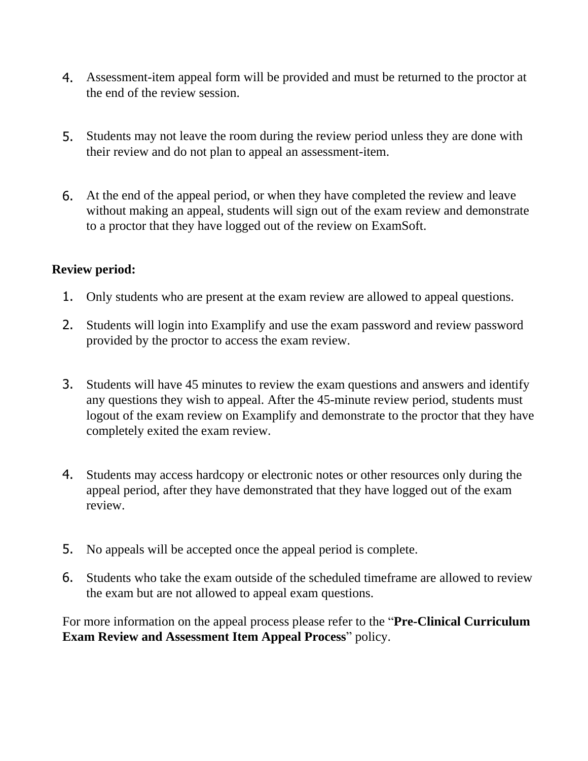4. Assessment-item appeal form will be provided and must be returned to the proctor at the end of the review session.

5. Students may not leave the room during the review period unless they are done with their review and do not plan to appeal an assessment-item.

6. At the end of the appeal period, or when they have completed the review and leave without making an appeal, students will sign out of the exam review and demonstrate to a proctor that they have logged out of the review on ExamSoft.

**Review period:**

1. Only students who are present at the exam review are allowed to appeal questions.
2. Students will login into Examplify and use the exam password and review password provided by the proctor to access the exam review.
3. Students will have 45 minutes to review the exam questions and answers and identify any questions they wish to appeal. After the 45-minute review period, students must logout of the exam review on Examplify and demonstrate to the proctor that they have completely exited the exam review.
4. Students may access hardcopy or electronic notes or other resources only during the appeal period, after they have demonstrated that they have logged out of the exam review.
5. No appeals will be accepted once the appeal period is complete.
6. Students who take the exam outside of the scheduled timeframe are allowed to review the exam but are not allowed to appeal exam questions.

For more information on the appeal process please refer to the "**Pre-Clinical Curriculum Exam Review and Assessment Item Appeal Process**" policy.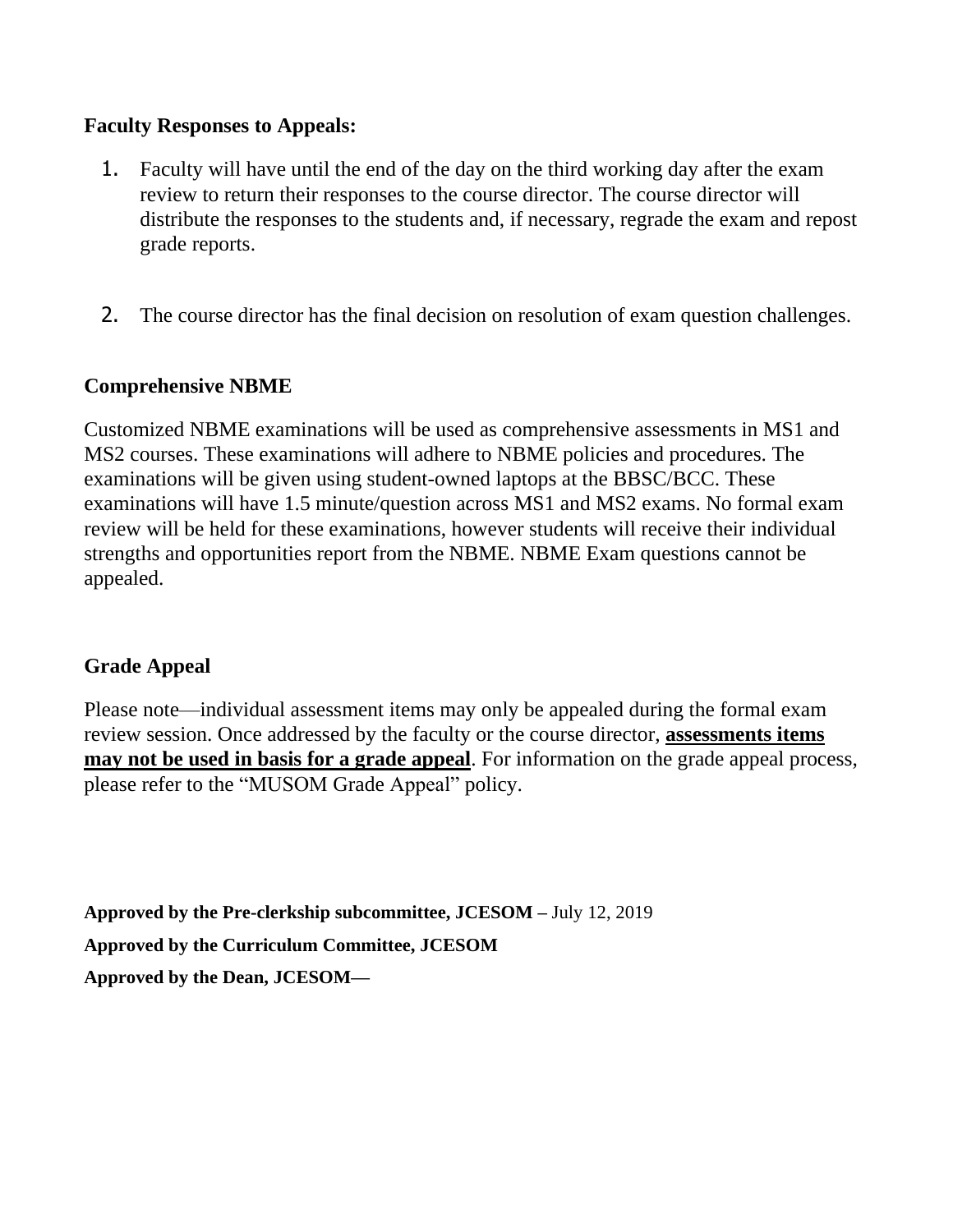**Faculty Responses to Appeals:**

1. Faculty will have until the end of the day on the third working day after the exam review to return their responses to the course director. The course director will distribute the responses to the students and, if necessary, regrade the exam and repost grade reports.

2. The course director has the final decision on resolution of exam question challenges.

**Comprehensive NBME**

Customized NBME examinations will be used as comprehensive assessments in MS1 and MS2 courses. These examinations will adhere to NBME policies and procedures. The examinations will be given using student-owned laptops at the BBSC/BCC. These examinations will have 1.5 minute/question across MS1 and MS2 exams. No formal exam review will be held for these examinations, however students will receive their individual strengths and opportunities report from the NBME. NBME Exam questions cannot be appealed.

**Grade Appeal**

Please note—individual assessment items may only be appealed during the formal exam review session. Once addressed by the faculty or the course director, **<u>assessments items may not be used in basis for a grade appeal</u>**. For information on the grade appeal process, please refer to the "MUSOM Grade Appeal" policy.

**Approved by the Pre-clerkship subcommittee, JCESOM –** July 12, 2019

**Approved by the Curriculum Committee, JCESOM**

**Approved by the Dean, JCESOM—**